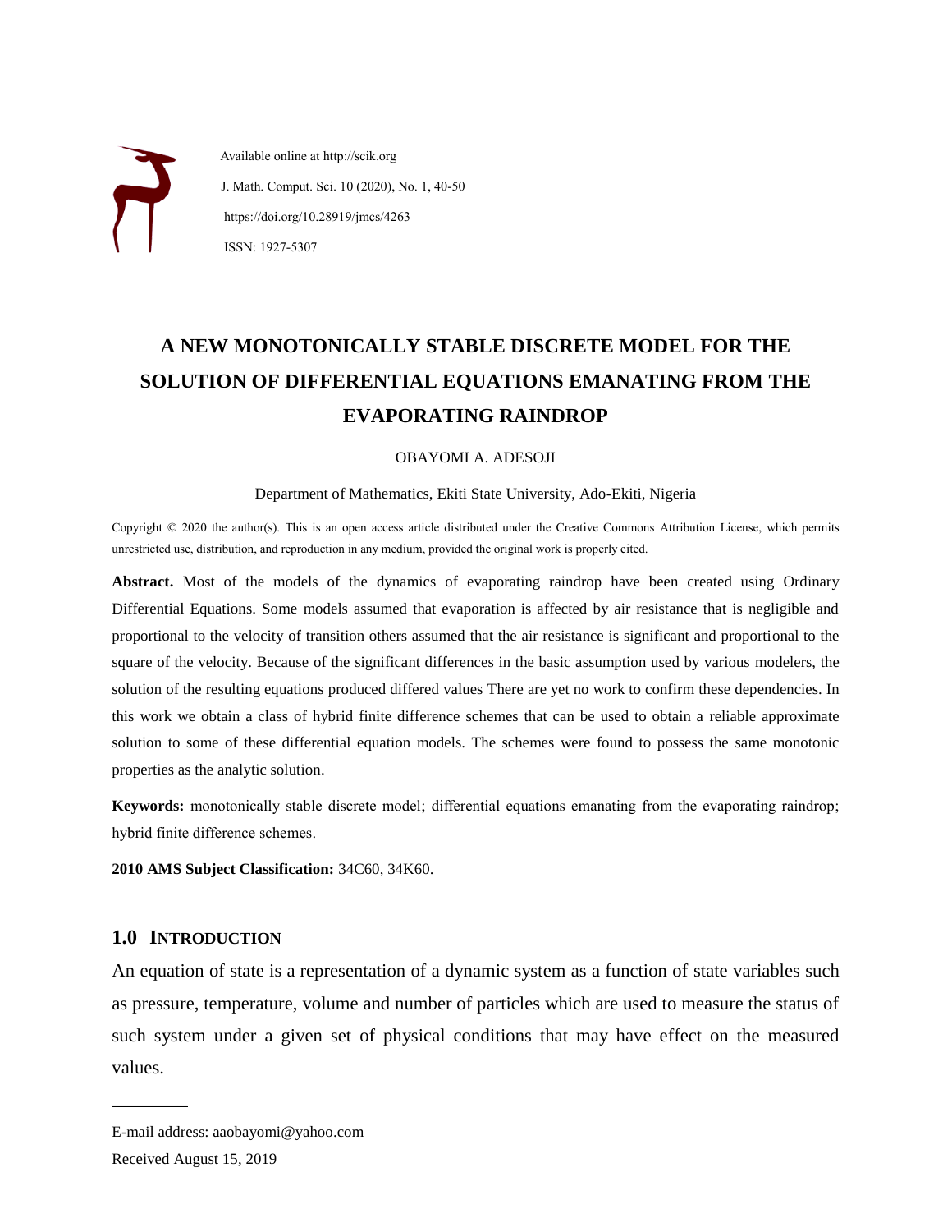Available online at http://scik.org

J. Math. Comput. Sci. 10 (2020), No. 1, 40-50

https://doi.org/10.28919/jmcs/4263

ISSN: 1927-5307

# A NEW MONOTONICALLY STABLE DISCRETE MODEL FOR THE SOLUTION OF DIFFERENTIAL EQUATIONS EMANATING FROM THE EVAPORATING RAINDROP

OBAYOMI A. ADESOJI

Department of Mathematics, Ekiti State University, Ado-Ekiti, Nigeria

Copyright © 2020 the author(s). This is an open access article distributed under the Creative Commons Attribution License, which permits unrestricted use, distribution, and reproduction in any medium, provided the original work is properly cited.

**Abstract.** Most of the models of the dynamics of evaporating raindrop have been created using Ordinary Differential Equations. Some models assumed that evaporation is affected by air resistance that is negligible and proportional to the velocity of transition others assumed that the air resistance is significant and proportional to the square of the velocity. Because of the significant differences in the basic assumption used by various modelers, the solution of the resulting equations produced differed values There are yet no work to confirm these dependencies. In this work we obtain a class of hybrid finite difference schemes that can be used to obtain a reliable approximate solution to some of these differential equation models. The schemes were found to possess the same monotonic properties as the analytic solution.

**Keywords:** monotonically stable discrete model; differential equations emanating from the evaporating raindrop; hybrid finite difference schemes.

**2010 AMS Subject Classification:** 34C60, 34K60.

## 1.0 INTRODUCTION

An equation of state is a representation of a dynamic system as a function of state variables such as pressure, temperature, volume and number of particles which are used to measure the status of such system under a given set of physical conditions that may have effect on the measured values.

---

E-mail address: aaobayomi@yahoo.com

Received August 15, 2019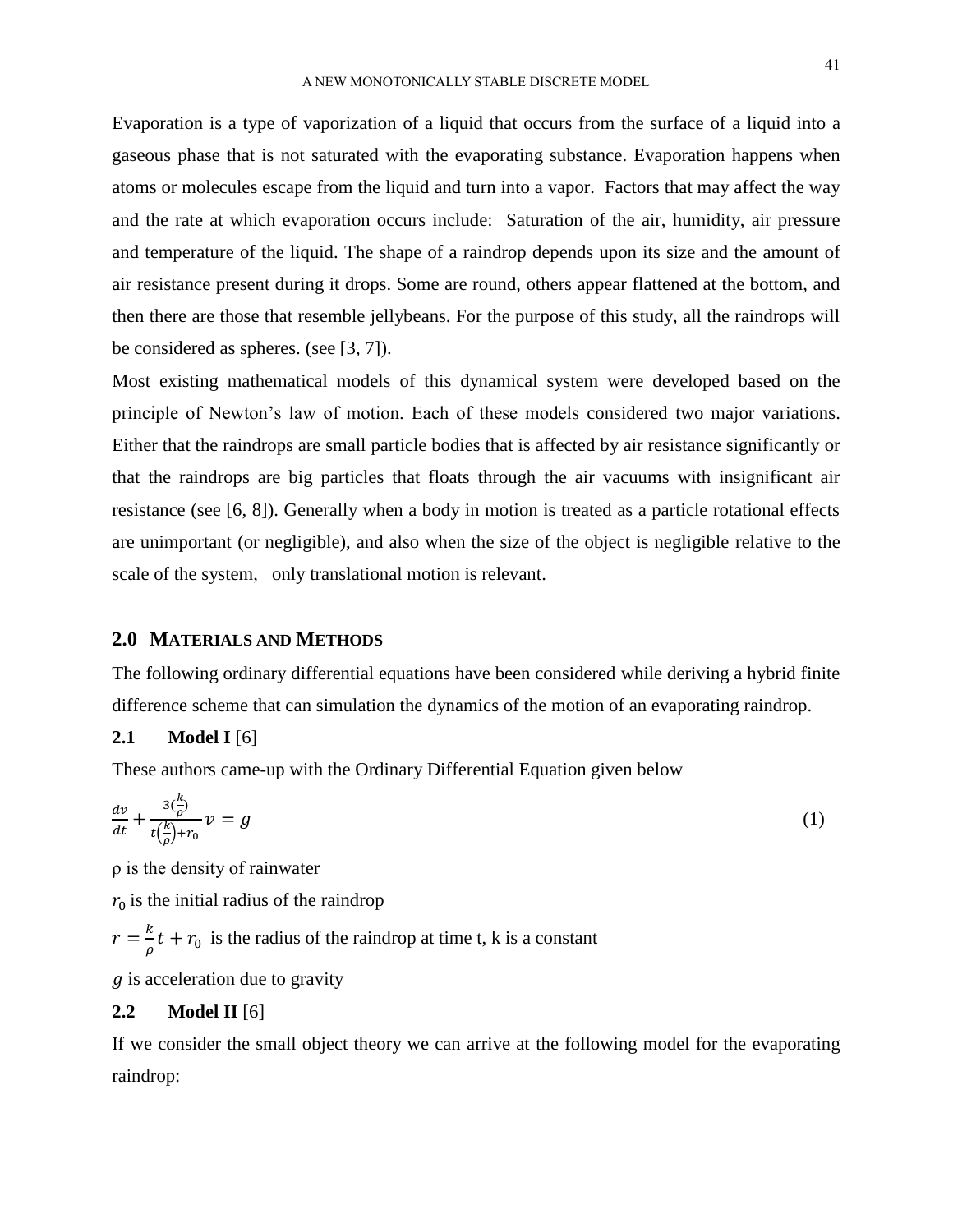Evaporation is a type of vaporization of a liquid that occurs from the surface of a liquid into a gaseous phase that is not saturated with the evaporating substance. Evaporation happens when atoms or molecules escape from the liquid and turn into a vapor. Factors that may affect the way and the rate at which evaporation occurs include: Saturation of the air, humidity, air pressure and temperature of the liquid. The shape of a raindrop depends upon its size and the amount of air resistance present during it drops. Some are round, others appear flattened at the bottom, and then there are those that resemble jellybeans. For the purpose of this study, all the raindrops will be considered as spheres. (see [3, 7]).

Most existing mathematical models of this dynamical system were developed based on the principle of Newton's law of motion. Each of these models considered two major variations. Either that the raindrops are small particle bodies that is affected by air resistance significantly or that the raindrops are big particles that floats through the air vacuums with insignificant air resistance (see [6, 8]). Generally when a body in motion is treated as a particle rotational effects are unimportant (or negligible), and also when the size of the object is negligible relative to the scale of the system, only translational motion is relevant.

## 2.0 MATERIALS AND METHODS

The following ordinary differential equations have been considered while deriving a hybrid finite difference scheme that can simulation the dynamics of the motion of an evaporating raindrop.

### 2.1 Model I [6]

These authors came-up with the Ordinary Differential Equation given below

$$\frac{dv}{dt} + \frac{3\left(\frac{k}{\rho}\right)}{t\left(\frac{k}{\rho}\right) + r_0} v = g \tag{1}$$

ρ is the density of rainwater

$r_0$ is the initial radius of the raindrop

$r = \frac{k}{\rho}t + r_0$ is the radius of the raindrop at time t, k is a constant

$g$ is acceleration due to gravity

### 2.2 Model II [6]

If we consider the small object theory we can arrive at the following model for the evaporating raindrop: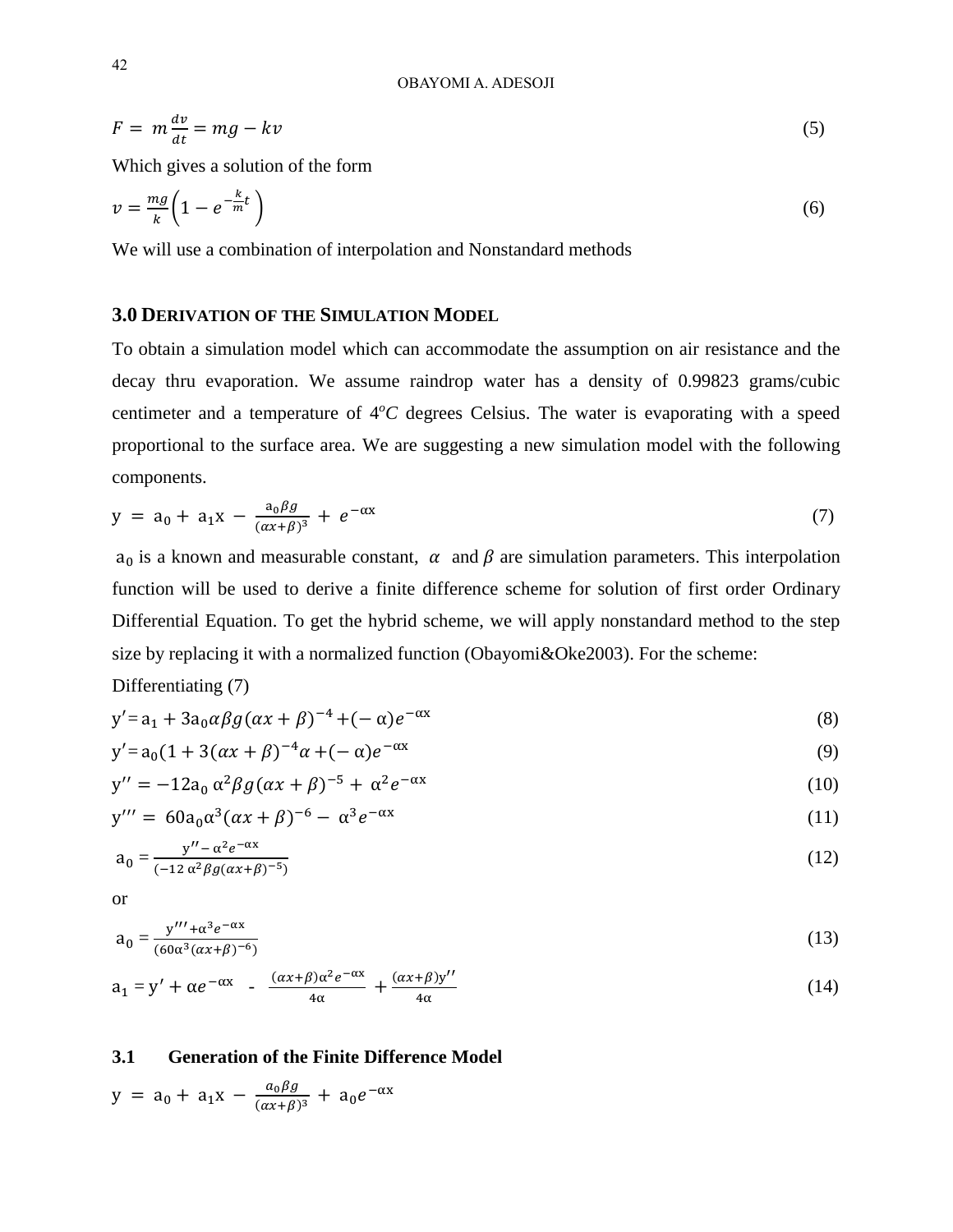$$F = m\frac{dv}{dt} = mg - kv \tag{5}$$

Which gives a solution of the form

$$v = \frac{mg}{k}\left(1 - e^{-\frac{k}{m}t}\right) \tag{6}$$

We will use a combination of interpolation and Nonstandard methods

## 3.0 DERIVATION OF THE SIMULATION MODEL

To obtain a simulation model which can accommodate the assumption on air resistance and the decay thru evaporation. We assume raindrop water has a density of 0.99823 grams/cubic centimeter and a temperature of $4^{o}C$ degrees Celsius. The water is evaporating with a speed proportional to the surface area. We are suggesting a new simulation model with the following components.

$$y = a_0 + a_1 x - \frac{a_0 \beta g}{(\alpha x+\beta)^3} + e^{-\alpha x} \tag{7}$$

$a_0$ is a known and measurable constant, $\alpha$ and $\beta$ are simulation parameters. This interpolation function will be used to derive a finite difference scheme for solution of first order Ordinary Differential Equation. To get the hybrid scheme, we will apply nonstandard method to the step size by replacing it with a normalized function (Obayomi&Oke2003). For the scheme:

Differentiating (7)

$$y' = a_1 + 3a_0 \alpha \beta g (\alpha x + \beta)^{-4} + (-\alpha) e^{-\alpha x} \tag{8}$$

$$y' = a_0 (1 + 3(\alpha x + \beta)^{-4} \alpha + (-\alpha) e^{-\alpha x} \tag{9}$$

$$y'' = -12 a_0\, \alpha^2 \beta g (\alpha x + \beta)^{-5} + \alpha^2 e^{-\alpha x} \tag{10}$$

$$y''' = 60 a_0 \alpha^3 (\alpha x + \beta)^{-6} - \alpha^3 e^{-\alpha x} \tag{11}$$

$$a_0 = \frac{y'' - \alpha^2 e^{-\alpha x}}{(-12\, \alpha^2 \beta g (\alpha x + \beta)^{-5})} \tag{12}$$

or

$$a_0 = \frac{y''' + \alpha^3 e^{-\alpha x}}{(60 \alpha^3 (\alpha x + \beta)^{-6})} \tag{13}$$

$$a_1 = y' + \alpha e^{-\alpha x} - \frac{(\alpha x + \beta) \alpha^2 e^{-\alpha x}}{4\alpha} + \frac{(\alpha x + \beta) y''}{4\alpha} \tag{14}$$

### 3.1 Generation of the Finite Difference Model

$$y = a_0 + a_1 x - \frac{a_0 \beta g}{(\alpha x+\beta)^3} + a_0 e^{-\alpha x}$$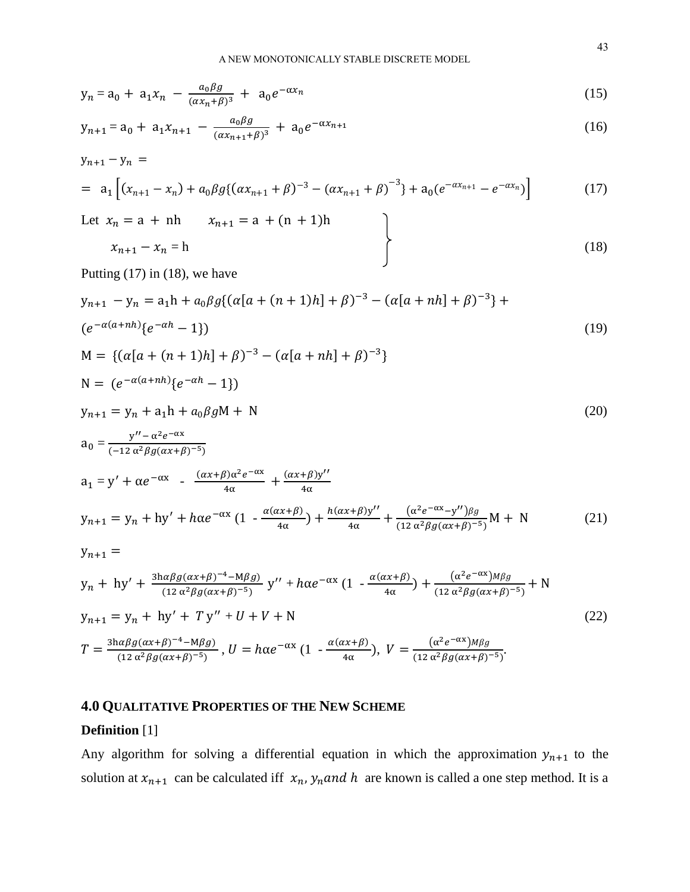$$y_n = a_0 + a_1 x_n - \frac{a_0 \beta g}{(\alpha x_n + \beta)^3} + a_0 e^{-\alpha x_n} \tag{15}$$

$$y_{n+1} = a_0 + a_1 x_{n+1} - \frac{a_0 \beta g}{(\alpha x_{n+1} + \beta)^3} + a_0 e^{-\alpha x_{n+1}} \tag{16}$$

$$y_{n+1} - y_n =$$

$$= a_1 \left[ (x_{n+1} - x_n) + a_0 \beta g \{ (\alpha x_{n+1} + \beta)^{-3} - (\alpha x_{n+1} + \beta)^{-3} \} + a_0 (e^{-\alpha x_{n+1}} - e^{-\alpha x_n}) \right] \tag{17}$$

Let $x_n = a + nh \qquad x_{n+1} = a + (n+1)h$

$$x_{n+1} - x_n = h \tag{18}$$

Putting (17) in (18), we have

$$y_{n+1} - y_n = a_1 h + a_0 \beta g \{ (\alpha[a + (n+1)h] + \beta)^{-3} - (\alpha[a + nh] + \beta)^{-3} \} + (e^{-\alpha(a+nh)} \{ e^{-\alpha h} - 1 \}) \tag{19}$$

$$M = \{ (\alpha[a + (n+1)h] + \beta)^{-3} - (\alpha[a + nh] + \beta)^{-3} \}$$

$$N = (e^{-\alpha(a+nh)} \{ e^{-\alpha h} - 1 \})$$

$$y_{n+1} = y_n + a_1 h + a_0 \beta g M + N \tag{20}$$

$$a_0 = \frac{y'' - \alpha^2 e^{-\alpha x}}{(-12\, \alpha^2 \beta g (\alpha x + \beta)^{-5})}$$

$$a_1 = y' + \alpha e^{-\alpha x} - \frac{(\alpha x + \beta) \alpha^2 e^{-\alpha x}}{4\alpha} + \frac{(\alpha x + \beta) y''}{4\alpha}$$

$$y_{n+1} = y_n + h y' + h \alpha e^{-\alpha x} \left(1 - \frac{\alpha(\alpha x + \beta)}{4\alpha}\right) + \frac{h(\alpha x + \beta) y''}{4\alpha} + \frac{(\alpha^2 e^{-\alpha x} - y'') \beta g}{(12\, \alpha^2 \beta g (\alpha x + \beta)^{-5})} M + N \tag{21}$$

$$y_{n+1} =$$

$$y_n + h y' + \frac{3h\alpha\beta g (\alpha x + \beta)^{-4} - M\beta g)}{(12\, \alpha^2 \beta g (\alpha x + \beta)^{-5})} y'' + h \alpha e^{-\alpha x} \left(1 - \frac{\alpha(\alpha x + \beta)}{4\alpha}\right) + \frac{(\alpha^2 e^{-\alpha x}) M \beta g}{(12\, \alpha^2 \beta g (\alpha x + \beta)^{-5})} + N$$

$$y_{n+1} = y_n + h y' + T y'' + U + V + N \tag{22}$$

$$T = \frac{3h\alpha\beta g (\alpha x + \beta)^{-4} - M\beta g)}{(12\, \alpha^2 \beta g (\alpha x + \beta)^{-5})}, \; U = h \alpha e^{-\alpha x} \left(1 - \frac{\alpha(\alpha x + \beta)}{4\alpha}\right), \; V = \frac{(\alpha^2 e^{-\alpha x}) M \beta g}{(12\, \alpha^2 \beta g (\alpha x + \beta)^{-5})}.$$

## 4.0 Qualitative Properties of the New Scheme

**Definition** [1]

Any algorithm for solving a differential equation in which the approximation $y_{n+1}$ to the solution at $x_{n+1}$ can be calculated iff $x_n, y_n and\ h$ are known is called a one step method. It is a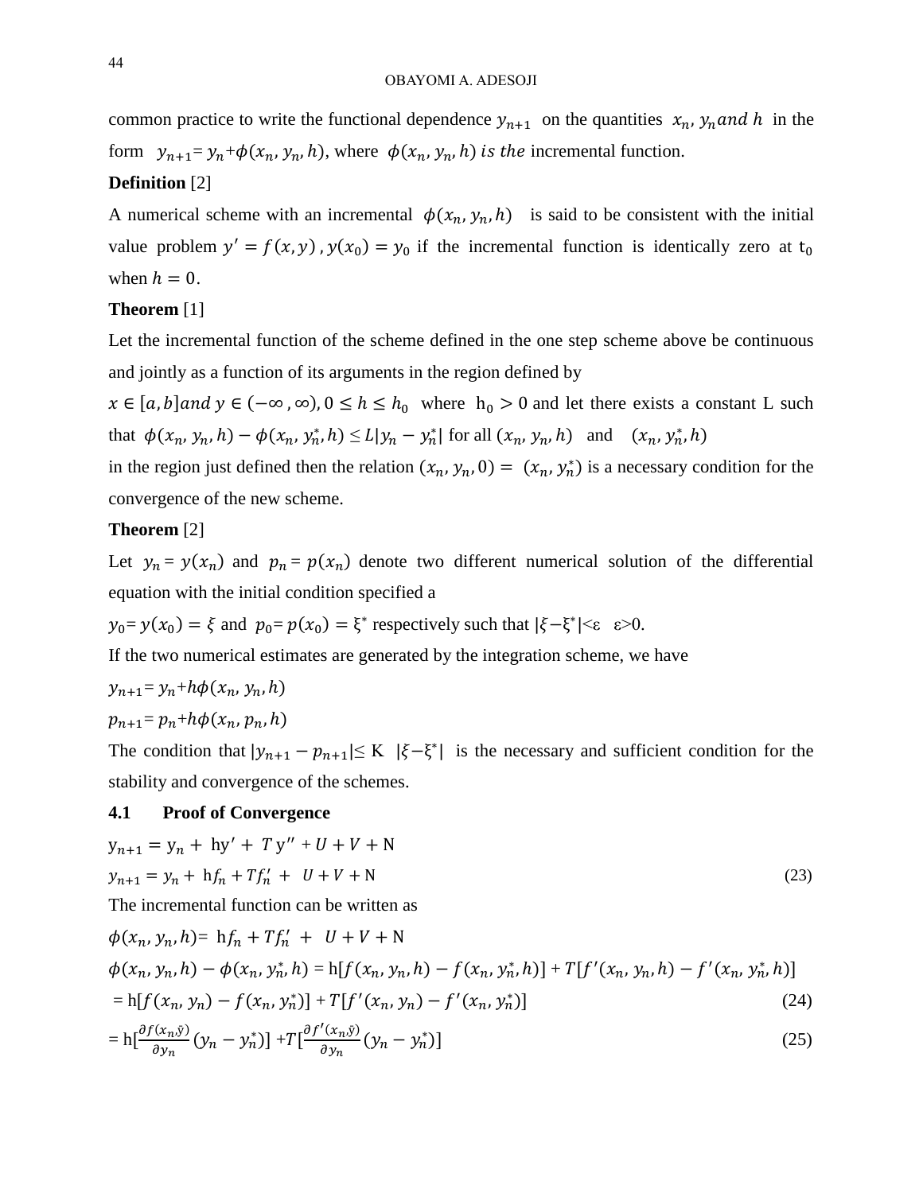common practice to write the functional dependence $y_{n+1}$ on the quantities $x_n, y_n and\ h$ in the form $y_{n+1}= y_n+\phi(x_n, y_n, h)$, where $\phi(x_n, y_n, h)\ is\ the$ incremental function.

**Definition** [2]

A numerical scheme with an incremental $\phi(x_n, y_n, h)$ is said to be consistent with the initial value problem $y' = f(x, y)$ , $y(x_0) = y_0$ if the incremental function is identically zero at $t_0$ when $h = 0$.

**Theorem** [1]

Let the incremental function of the scheme defined in the one step scheme above be continuous and jointly as a function of its arguments in the region defined by

$x \in [a, b] and\ y \in (-\infty, \infty), 0 \leq h \leq h_0$ where $h_0 > 0$ and let there exists a constant L such that $\phi(x_n, y_n, h) - \phi(x_n, y_n^*, h) \leq L|y_n - y_n^*|$ for all $(x_n, y_n, h)$ and $(x_n, y_n^*, h)$

in the region just defined then the relation $(x_n, y_n, 0) = (x_n, y_n^*)$ is a necessary condition for the convergence of the new scheme.

**Theorem** [2]

Let $y_n = y(x_n)$ and $p_n = p(x_n)$ denote two different numerical solution of the differential equation with the initial condition specified a

$y_0 = y(x_0) = \xi$ and $p_0 = p(x_0) = \xi^*$ respectively such that $|\xi - \xi^*| < \varepsilon$ $\varepsilon > 0$.

If the two numerical estimates are generated by the integration scheme, we have

$y_{n+1}= y_n+h\phi(x_n, y_n, h)$

$p_{n+1}= p_n+h\phi(x_n, p_n, h)$

The condition that $|y_{n+1} - p_{n+1}| \leq K\ |\xi - \xi^*|$ is the necessary and sufficient condition for the stability and convergence of the schemes.

### 4.1 Proof of Convergence

$$y_{n+1} = y_n + hy' + T y'' + U + V + N$$

$$y_{n+1} = y_n + hf_n + Tf_n' + U + V + N \tag{23}$$

The incremental function can be written as

$$\phi(x_n, y_n, h) = hf_n + Tf_n' + U + V + N$$

$$\phi(x_n, y_n, h) - \phi(x_n, y_n^*, h) = h[f(x_n, y_n, h) - f(x_n, y_n^*, h)] + T[f'(x_n, y_n, h) - f'(x_n, y_n^*, h)]$$

$$= h[f(x_n, y_n) - f(x_n, y_n^*)] + T[f'(x_n, y_n) - f'(x_n, y_n^*)] \tag{24}$$

$$= h\left[\frac{\partial f(x_n, \bar{y})}{\partial y_n}(y_n - y_n^*)\right] + T\left[\frac{\partial f'(x_n, \bar{y})}{\partial y_n}(y_n - y_n^*)\right] \tag{25}$$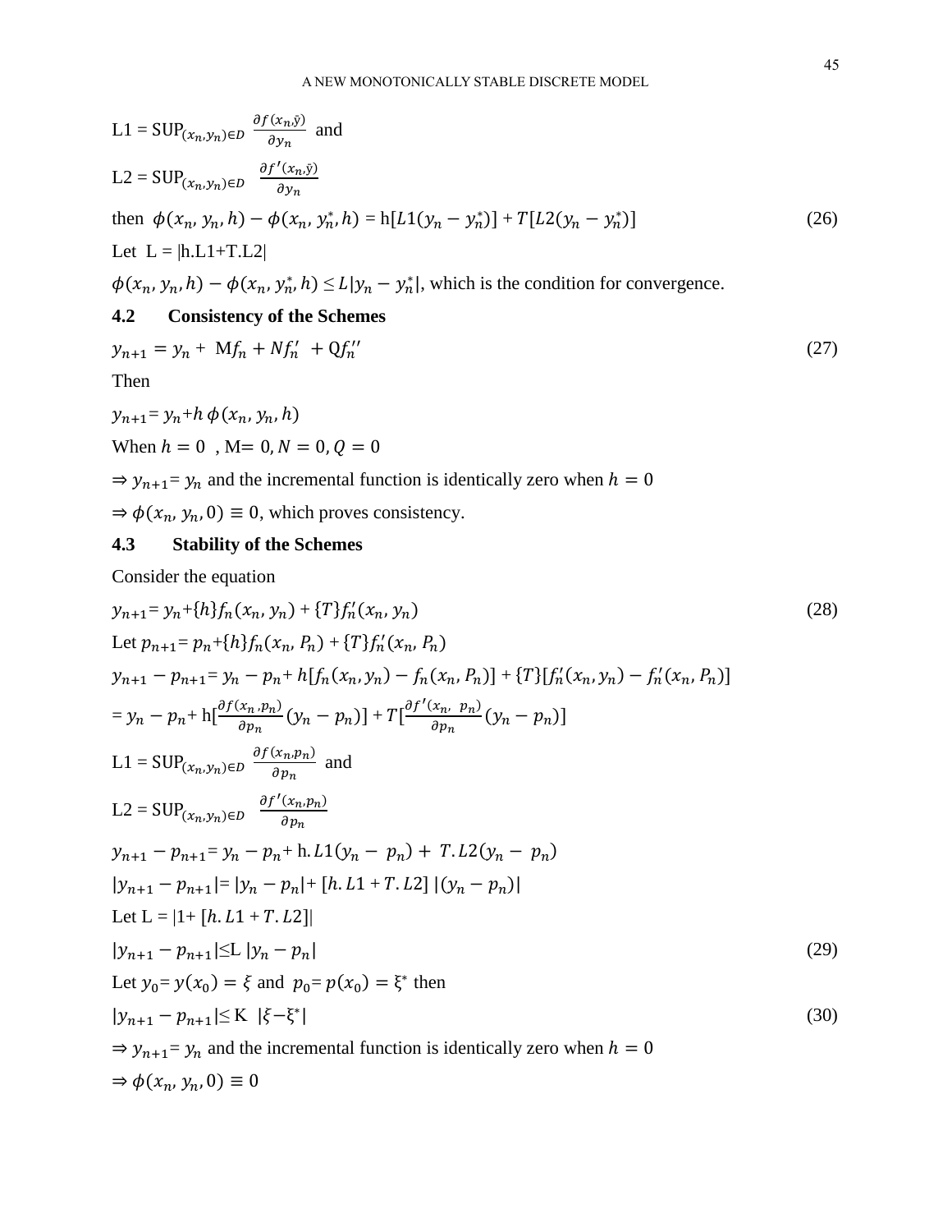L1 = $\text{SUP}_{(x_n, y_n) \in D} \; \frac{\partial f(x_n, \bar{y})}{\partial y_n}$ and

L2 = $\text{SUP}_{(x_n, y_n) \in D} \; \frac{\partial f'(x_n, \bar{y})}{\partial y_n}$

then $\phi(x_n, y_n, h) - \phi(x_n, y_n^*, h) = \text{h}[L1(y_n - y_n^*)] + T[L2(y_n - y_n^*)]$ (26)

Let L = |h.L1+T.L2|

$\phi(x_n, y_n, h) - \phi(x_n, y_n^*, h) \leq L|y_n - y_n^*|$, which is the condition for convergence.

### 4.2 Consistency of the Schemes

$$y_{n+1} = y_n + \text{M}f_n + Nf_n' + \text{Q}f_n'' \tag{27}$$

Then

$y_{n+1} = y_n + h\,\phi(x_n, y_n, h)$

When $h = 0$ , M$= 0, N = 0, Q = 0$

$\Rightarrow y_{n+1} = y_n$ and the incremental function is identically zero when $h = 0$

$\Rightarrow \phi(x_n, y_n, 0) \equiv 0$, which proves consistency.

### 4.3 Stability of the Schemes

Consider the equation

$$y_{n+1} = y_n + \{h\}f_n(x_n, y_n) + \{T\}f_n'(x_n, y_n) \tag{28}$$

Let $p_{n+1} = p_n + \{h\}f_n(x_n, P_n) + \{T\}f_n'(x_n, P_n)$

$y_{n+1} - p_{n+1} = y_n - p_n + h[f_n(x_n, y_n) - f_n(x_n, P_n)] + \{T\}[f_n'(x_n, y_n) - f_n'(x_n, P_n)]$

$= y_n - p_n + \text{h}[\frac{\partial f(x_n, p_n)}{\partial p_n}(y_n - p_n)] + T[\frac{\partial f'(x_n, p_n)}{\partial p_n}(y_n - p_n)]$

L1 = $\text{SUP}_{(x_n, y_n) \in D} \; \frac{\partial f(x_n, p_n)}{\partial p_n}$ and

L2 = $\text{SUP}_{(x_n, y_n) \in D} \; \frac{\partial f'(x_n, p_n)}{\partial p_n}$

$y_{n+1} - p_{n+1} = y_n - p_n + \text{h}.L1(y_n - p_n) + T.L2(y_n - p_n)$

$|y_{n+1} - p_{n+1}| = |y_n - p_n| + [h.L1 + T.L2]\,|(y_n - p_n)|$

Let L = $|1 + [h.L1 + T.L2]|$

$$|y_{n+1} - p_{n+1}| \leq \text{L}\,|y_n - p_n| \tag{29}$$

Let $y_0 = y(x_0) = \xi$ and $p_0 = p(x_0) = \xi^*$ then

$$|y_{n+1} - p_{n+1}| \leq \text{K}\;|\xi - \xi^*| \tag{30}$$

$\Rightarrow y_{n+1} = y_n$ and the incremental function is identically zero when $h = 0$

$\Rightarrow \phi(x_n, y_n, 0) \equiv 0$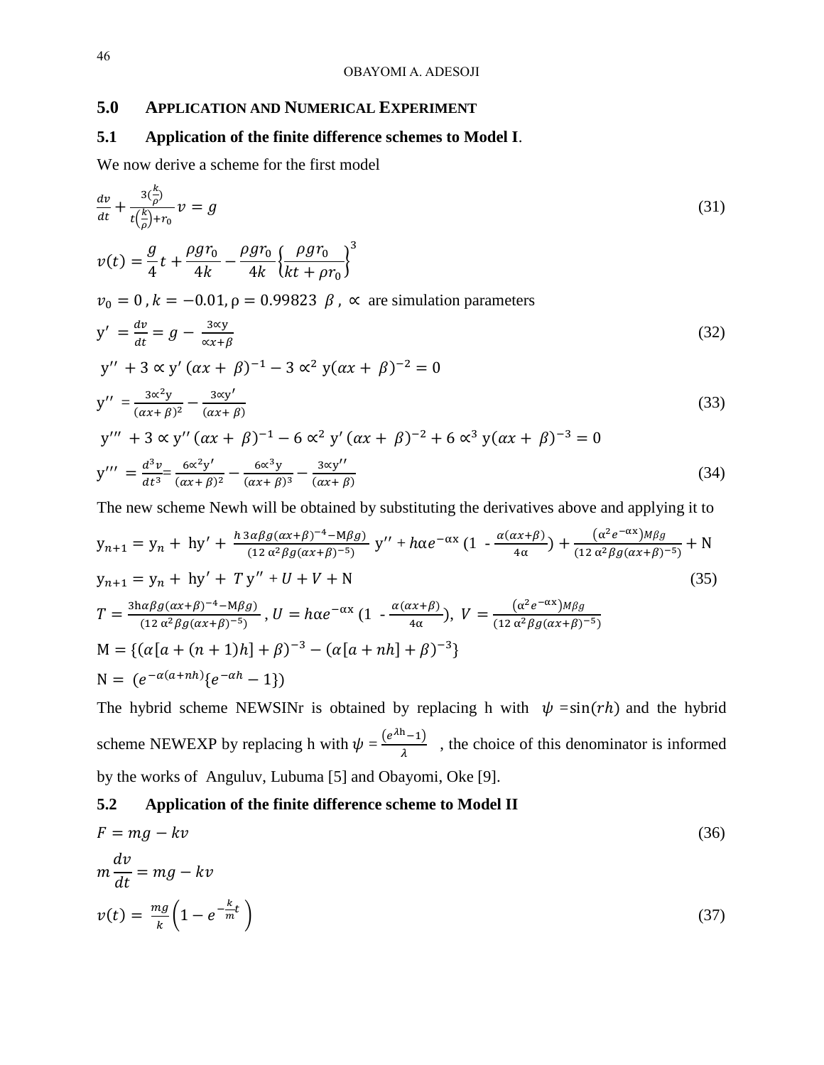## 5.0 Application and Numerical Experiment

### 5.1 Application of the finite difference schemes to Model I.

We now derive a scheme for the first model

$$\frac{dv}{dt} + \frac{3\left(\frac{k}{\rho}\right)}{t\left(\frac{k}{\rho}\right) + r_0} v = g \tag{31}$$

$$v(t) = \frac{g}{4}t + \frac{\rho g r_0}{4k} - \frac{\rho g r_0}{4k}\left\{\frac{\rho g r_0}{kt + \rho r_0}\right\}^3$$

$v_0 = 0$ , $k = -0.01$, $\rho = 0.99823$ $\beta$ , $\propto$ are simulation parameters

$$y' = \frac{dv}{dt} = g - \frac{3\propto y}{\propto x + \beta} \tag{32}$$

$$y'' + 3 \propto y' (\alpha x + \beta)^{-1} - 3 \propto^2 y(\alpha x + \beta)^{-2} = 0$$

$$y'' = \frac{3\propto^2 y}{(\alpha x + \beta)^2} - \frac{3\propto y'}{(\alpha x + \beta)} \tag{33}$$

$$y''' + 3 \propto y'' (\alpha x + \beta)^{-1} - 6 \propto^2 y' (\alpha x + \beta)^{-2} + 6 \propto^3 y(\alpha x + \beta)^{-3} = 0$$

$$y''' = \frac{d^3 v}{dt^3} = \frac{6\propto^2 y'}{(\alpha x + \beta)^2} - \frac{6\propto^3 y}{(\alpha x + \beta)^3} - \frac{3\propto y''}{(\alpha x + \beta)} \tag{34}$$

The new scheme Newh will be obtained by substituting the derivatives above and applying it to

$$y_{n+1} = y_n + hy' + \frac{h\,3\alpha\beta g(\alpha x + \beta)^{-4} - M\beta g)}{(12\,\alpha^2 \beta g(\alpha x + \beta)^{-5})}\, y'' + h\alpha e^{-\alpha x}\left(1 - \frac{\alpha(\alpha x + \beta)}{4\alpha}\right) + \frac{(\alpha^2 e^{-\alpha x})M\beta g}{(12\,\alpha^2 \beta g(\alpha x + \beta)^{-5})} + N$$

$$y_{n+1} = y_n + hy' + T y'' + U + V + N \tag{35}$$

$$T = \frac{3h\alpha\beta g(\alpha x + \beta)^{-4} - M\beta g)}{(12\,\alpha^2 \beta g(\alpha x + \beta)^{-5})}, \quad U = h\alpha e^{-\alpha x}\left(1 - \frac{\alpha(\alpha x + \beta)}{4\alpha}\right), \quad V = \frac{(\alpha^2 e^{-\alpha x})M\beta g}{(12\,\alpha^2 \beta g(\alpha x + \beta)^{-5})}$$

$$M = \{(\alpha[a + (n+1)h] + \beta)^{-3} - (\alpha[a + nh] + \beta)^{-3}\}$$

$$N = (e^{-\alpha(a + nh)}\{e^{-\alpha h} - 1\})$$

The hybrid scheme NEWSINr is obtained by replacing h with $\psi = \sin(rh)$ and the hybrid scheme NEWEXP by replacing h with $\psi = \frac{(e^{\lambda h} - 1)}{\lambda}$ , the choice of this denominator is informed by the works of Anguluv, Lubuma [5] and Obayomi, Oke [9].

### 5.2 Application of the finite difference scheme to Model II

$$F = mg - kv \tag{36}$$

$$m\frac{dv}{dt} = mg - kv$$

$$v(t) = \frac{mg}{k}\left(1 - e^{-\frac{k}{m}t}\right) \tag{37}$$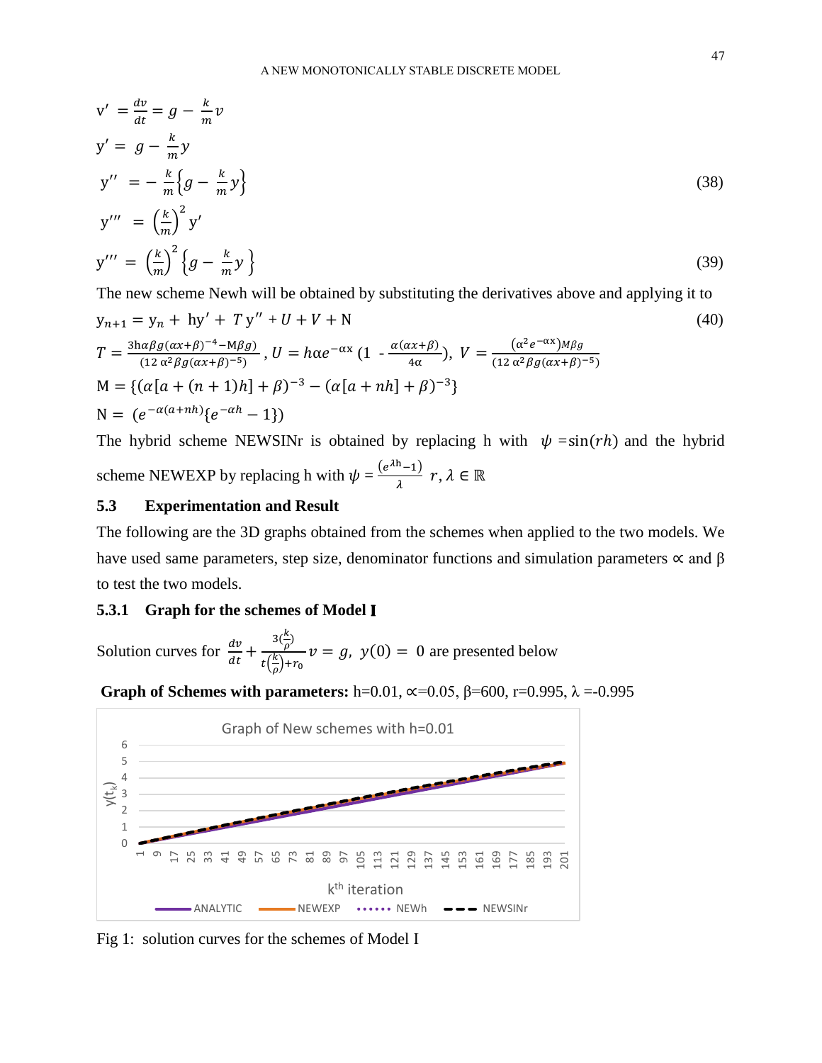$$v' = \frac{dv}{dt} = g - \frac{k}{m}v$$

$$y' = g - \frac{k}{m}y$$

$$y'' = -\frac{k}{m}\left\{g - \frac{k}{m}y\right\} \tag{38}$$

$$y''' = \left(\frac{k}{m}\right)^2 y'$$

$$y''' = \left(\frac{k}{m}\right)^2 \left\{g - \frac{k}{m}y\right\} \tag{39}$$

The new scheme Newh will be obtained by substituting the derivatives above and applying it to

$$y_{n+1} = y_n + hy' + T\,y'' + U + V + \mathrm{N} \tag{40}$$

$$T = \frac{3h\alpha\beta g(\alpha x+\beta)^{-4} - \mathrm{M}\beta g)}{(12\,\alpha^2\beta g(\alpha x+\beta)^{-5})},\ U = h\alpha e^{-\alpha x}\left(1 - \frac{\alpha(\alpha x+\beta)}{4\alpha}\right),\ V = \frac{(\alpha^2 e^{-\alpha x})M\beta g}{(12\,\alpha^2\beta g(\alpha x+\beta)^{-5})}$$

$$\mathrm{M} = \{(\alpha[a + (n+1)h] + \beta)^{-3} - (\alpha[a + nh] + \beta)^{-3}\}$$

$$\mathrm{N} = (e^{-\alpha(a+nh)}\{e^{-\alpha h} - 1\})$$

The hybrid scheme NEWSINr is obtained by replacing h with $\psi = \sin(rh)$ and the hybrid scheme NEWEXP by replacing h with $\psi = \frac{(e^{\lambda h} - 1)}{\lambda}$ $r, \lambda \in \mathbb{R}$

## 5.3 Experimentation and Result

The following are the 3D graphs obtained from the schemes when applied to the two models. We have used same parameters, step size, denominator functions and simulation parameters $\propto$ and β to test the two models.

### 5.3.1 Graph for the schemes of Model I

Solution curves for $\frac{dv}{dt} + \frac{3\left(\frac{k}{\rho}\right)}{t\left(\frac{k}{\rho}\right) + r_0}v = g,\ y(0) = 0$ are presented below

**Graph of Schemes with parameters:** h=0.01, ∝=0.05, β=600, r=0.995, λ =-0.995

Graph of New schemes with h=0.01

Fig 1: solution curves for the schemes of Model I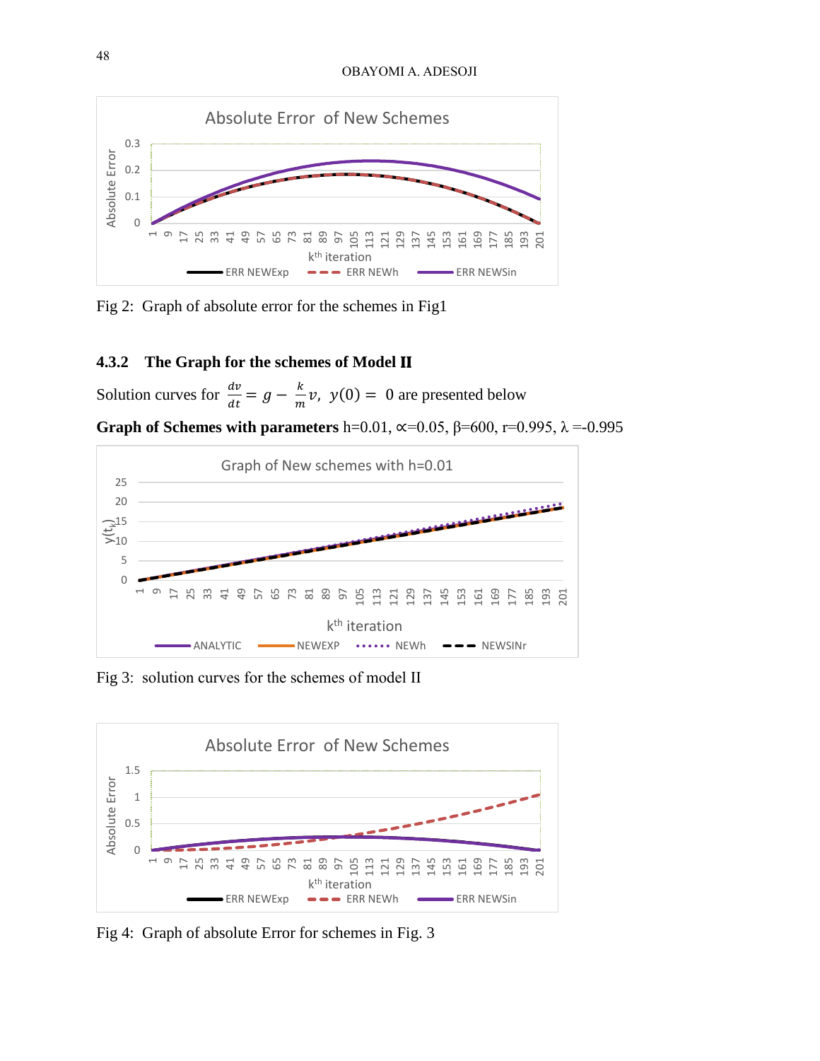Fig 2: Graph of absolute error for the schemes in Fig1

### 4.3.2 The Graph for the schemes of Model II

Solution curves for $\frac{dv}{dt} = g - \frac{k}{m}v,\ y(0) = 0$ are presented below

**Graph of Schemes with parameters** h=0.01, ∝=0.05, β=600, r=0.995, λ =-0.995

Fig 3: solution curves for the schemes of model II

Fig 4: Graph of absolute Error for schemes in Fig. 3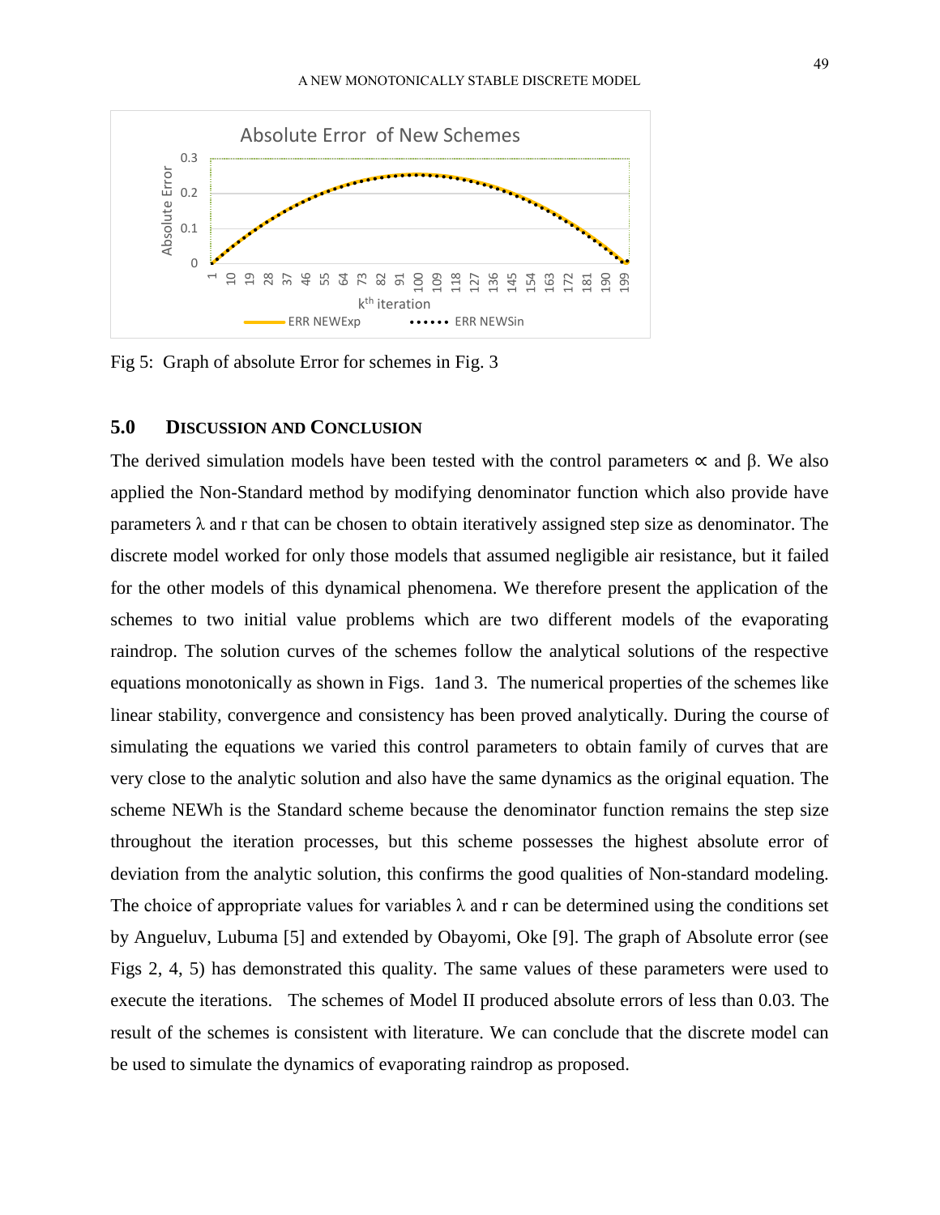Fig 5: Graph of absolute Error for schemes in Fig. 3

## 5.0 DISCUSSION AND CONCLUSION

The derived simulation models have been tested with the control parameters $\propto$ and β. We also applied the Non-Standard method by modifying denominator function which also provide have parameters λ and r that can be chosen to obtain iteratively assigned step size as denominator. The discrete model worked for only those models that assumed negligible air resistance, but it failed for the other models of this dynamical phenomena. We therefore present the application of the schemes to two initial value problems which are two different models of the evaporating raindrop. The solution curves of the schemes follow the analytical solutions of the respective equations monotonically as shown in Figs. 1and 3. The numerical properties of the schemes like linear stability, convergence and consistency has been proved analytically. During the course of simulating the equations we varied this control parameters to obtain family of curves that are very close to the analytic solution and also have the same dynamics as the original equation. The scheme NEWh is the Standard scheme because the denominator function remains the step size throughout the iteration processes, but this scheme possesses the highest absolute error of deviation from the analytic solution, this confirms the good qualities of Non-standard modeling. The choice of appropriate values for variables λ and r can be determined using the conditions set by Angueluv, Lubuma [5] and extended by Obayomi, Oke [9]. The graph of Absolute error (see Figs 2, 4, 5) has demonstrated this quality. The same values of these parameters were used to execute the iterations. The schemes of Model II produced absolute errors of less than 0.03. The result of the schemes is consistent with literature. We can conclude that the discrete model can be used to simulate the dynamics of evaporating raindrop as proposed.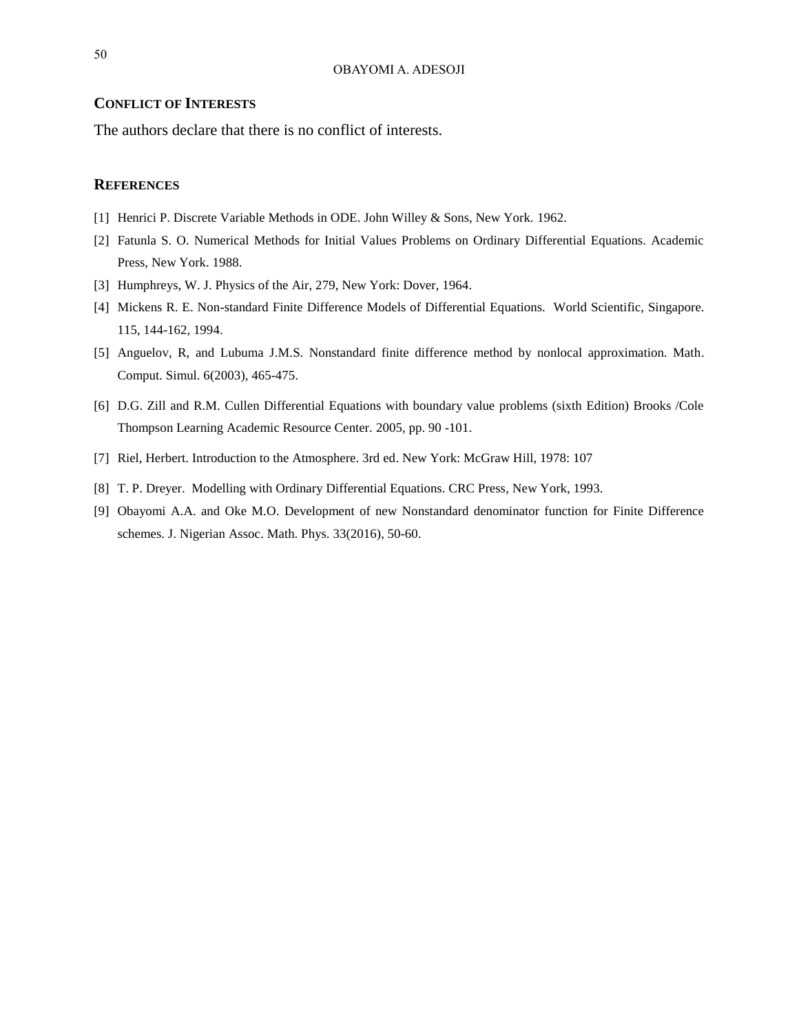## CONFLICT OF INTERESTS

The authors declare that there is no conflict of interests.

## REFERENCES

[1] Henrici P. Discrete Variable Methods in ODE. John Willey & Sons, New York. 1962.

[2] Fatunla S. O. Numerical Methods for Initial Values Problems on Ordinary Differential Equations. Academic Press, New York. 1988.

[3] Humphreys, W. J. Physics of the Air, 279, New York: Dover, 1964.

[4] Mickens R. E. Non-standard Finite Difference Models of Differential Equations. World Scientific, Singapore. 115, 144-162, 1994.

[5] Anguelov, R, and Lubuma J.M.S. Nonstandard finite difference method by nonlocal approximation. Math. Comput. Simul. 6(2003), 465-475.

[6] D.G. Zill and R.M. Cullen Differential Equations with boundary value problems (sixth Edition) Brooks /Cole Thompson Learning Academic Resource Center. 2005, pp. 90 -101.

[7] Riel, Herbert. Introduction to the Atmosphere. 3rd ed. New York: McGraw Hill, 1978: 107

[8] T. P. Dreyer. Modelling with Ordinary Differential Equations. CRC Press, New York, 1993.

[9] Obayomi A.A. and Oke M.O. Development of new Nonstandard denominator function for Finite Difference schemes. J. Nigerian Assoc. Math. Phys. 33(2016), 50-60.